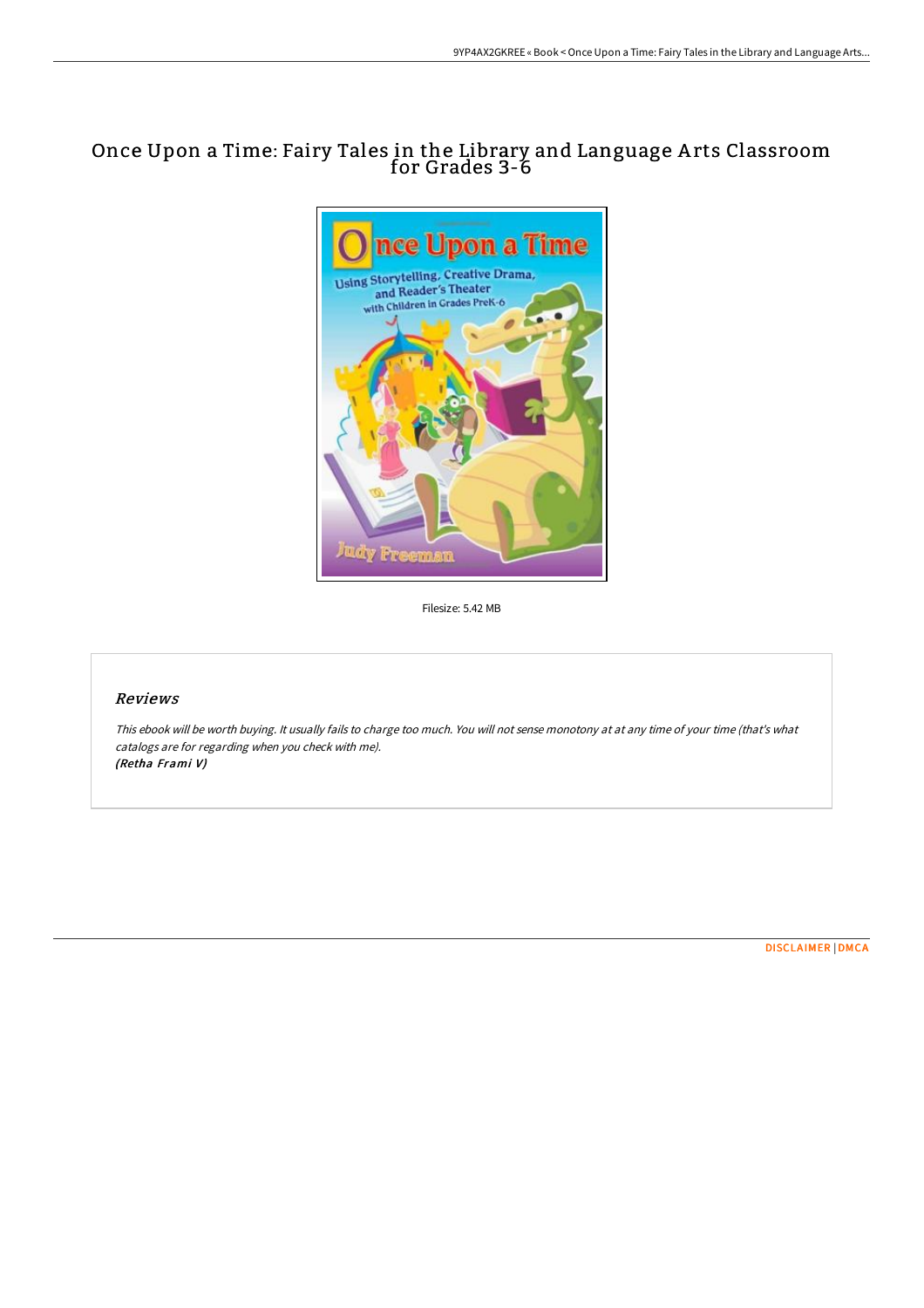# Once Upon a Time: Fairy Tales in the Library and Language Arts Classroom for Grades 3-6

Filesize: 5.42 MB

## Reviews

*This ebook will be worth buying. It usually fails to charge too much. You will not sense monotony at at any time of your time (that's what catalogs are for regarding when you check with me).*
***(Retha Frami V)***

DISCLAIMER | DMCA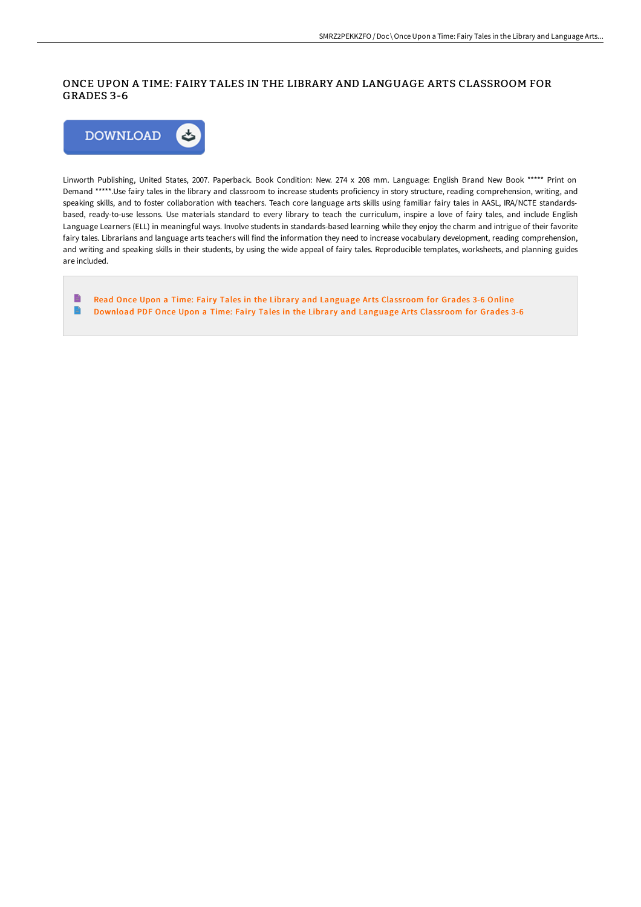# ONCE UPON A TIME: FAIRY TALES IN THE LIBRARY AND LANGUAGE ARTS CLASSROOM FOR GRADES 3-6

DOWNLOAD

Linworth Publishing, United States, 2007. Paperback. Book Condition: New. 274 x 208 mm. Language: English Brand New Book ***** Print on Demand *****.Use fairy tales in the library and classroom to increase students proficiency in story structure, reading comprehension, writing, and speaking skills, and to foster collaboration with teachers. Teach core language arts skills using familiar fairy tales in AASL, IRA/NCTE standards-based, ready-to-use lessons. Use materials standard to every library to teach the curriculum, inspire a love of fairy tales, and include English Language Learners (ELL) in meaningful ways. Involve students in standards-based learning while they enjoy the charm and intrigue of their favorite fairy tales. Librarians and language arts teachers will find the information they need to increase vocabulary development, reading comprehension, and writing and speaking skills in their students, by using the wide appeal of fairy tales. Reproducible templates, worksheets, and planning guides are included.

- Read Once Upon a Time: Fairy Tales in the Library and Language Arts Classroom for Grades 3-6 Online
- Download PDF Once Upon a Time: Fairy Tales in the Library and Language Arts Classroom for Grades 3-6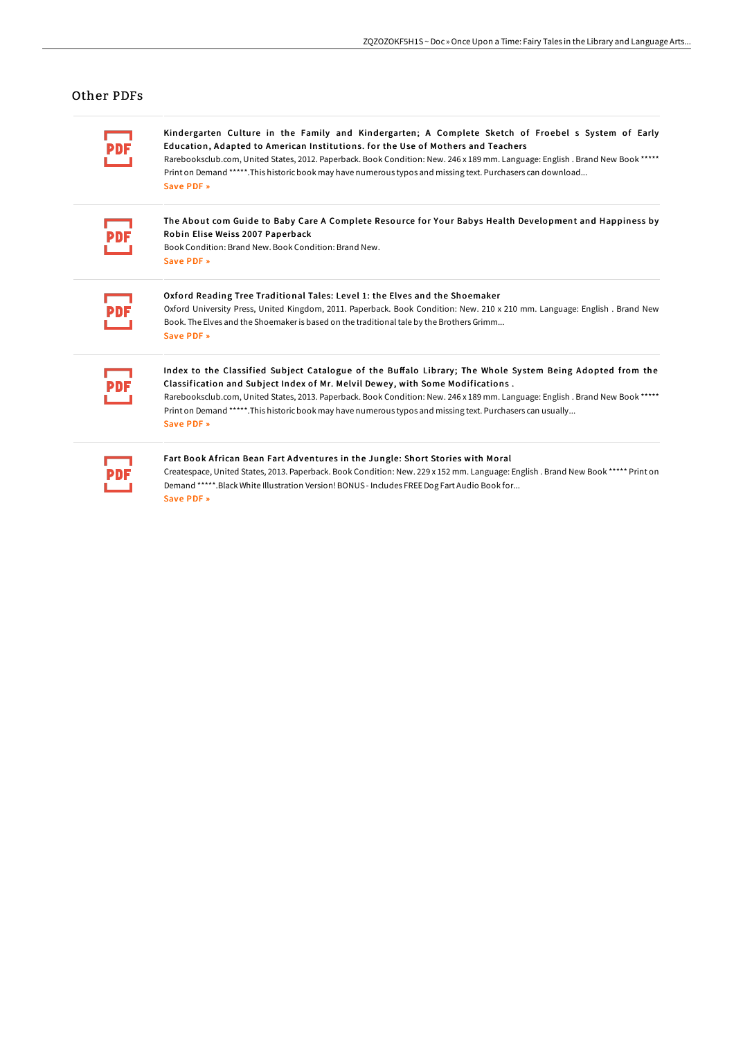## Other PDFs

**Kindergarten Culture in the Family and Kindergarten; A Complete Sketch of Froebel s System of Early Education, Adapted to American Institutions. for the Use of Mothers and Teachers**

Rarebooksclub.com, United States, 2012. Paperback. Book Condition: New. 246 x 189 mm. Language: English . Brand New Book ***** Print on Demand *****.This historic book may have numerous typos and missing text. Purchasers can download...

Save PDF »

**The About com Guide to Baby Care A Complete Resource for Your Babys Health Development and Happiness by Robin Elise Weiss 2007 Paperback**

Book Condition: Brand New. Book Condition: Brand New.

Save PDF »

**Oxford Reading Tree Traditional Tales: Level 1: the Elves and the Shoemaker**

Oxford University Press, United Kingdom, 2011. Paperback. Book Condition: New. 210 x 210 mm. Language: English . Brand New Book. The Elves and the Shoemaker is based on the traditional tale by the Brothers Grimm...

Save PDF »

**Index to the Classified Subject Catalogue of the Buffalo Library; The Whole System Being Adopted from the Classification and Subject Index of Mr. Melvil Dewey, with Some Modifications .**

Rarebooksclub.com, United States, 2013. Paperback. Book Condition: New. 246 x 189 mm. Language: English . Brand New Book ***** Print on Demand *****.This historic book may have numerous typos and missing text. Purchasers can usually...

Save PDF »

**Fart Book African Bean Fart Adventures in the Jungle: Short Stories with Moral**

Createspace, United States, 2013. Paperback. Book Condition: New. 229 x 152 mm. Language: English . Brand New Book ***** Print on Demand *****.Black White Illustration Version! BONUS - Includes FREE Dog Fart Audio Book for...

Save PDF »